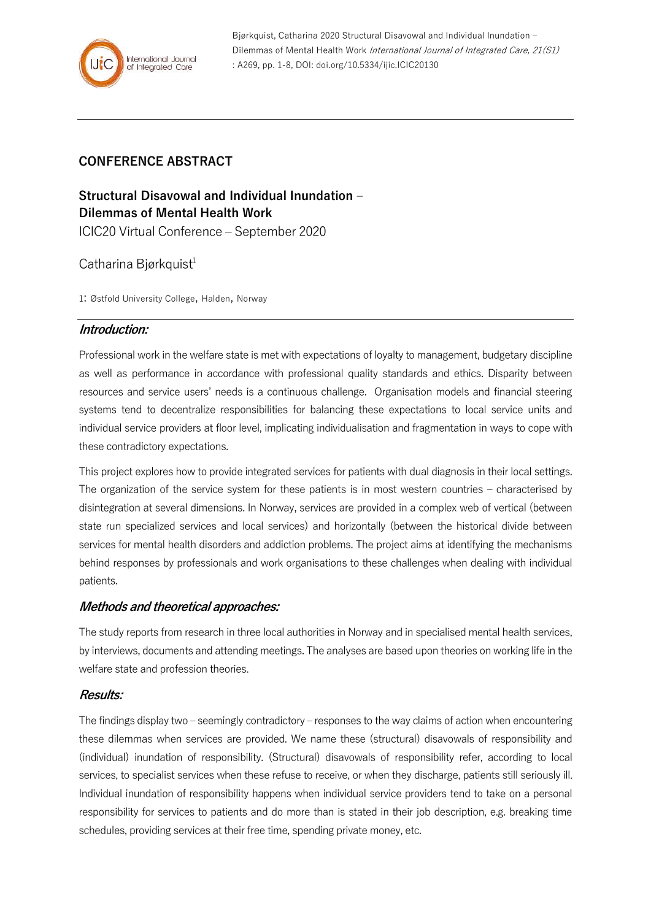Bjørkquist, Catharina 2020 Structural Disavowal and Individual Inundation – Dilemmas of Mental Health Work *International Journal of Integrated Care, 21(S1)* : A269, pp. 1-8, DOI: doi.org/10.5334/ijic.ICIC20130

## CONFERENCE ABSTRACT

# Structural Disavowal and Individual Inundation – Dilemmas of Mental Health Work

ICIC20 Virtual Conference – September 2020

Catharina Bjørkquist[1]

1: Østfold University College, Halden, Norway

### *Introduction:*

Professional work in the welfare state is met with expectations of loyalty to management, budgetary discipline as well as performance in accordance with professional quality standards and ethics. Disparity between resources and service users' needs is a continuous challenge. Organisation models and financial steering systems tend to decentralize responsibilities for balancing these expectations to local service units and individual service providers at floor level, implicating individualisation and fragmentation in ways to cope with these contradictory expectations.

This project explores how to provide integrated services for patients with dual diagnosis in their local settings. The organization of the service system for these patients is in most western countries – characterised by disintegration at several dimensions. In Norway, services are provided in a complex web of vertical (between state run specialized services and local services) and horizontally (between the historical divide between services for mental health disorders and addiction problems. The project aims at identifying the mechanisms behind responses by professionals and work organisations to these challenges when dealing with individual patients.

### *Methods and theoretical approaches:*

The study reports from research in three local authorities in Norway and in specialised mental health services, by interviews, documents and attending meetings. The analyses are based upon theories on working life in the welfare state and profession theories.

### *Results:*

The findings display two – seemingly contradictory – responses to the way claims of action when encountering these dilemmas when services are provided. We name these (structural) disavowals of responsibility and (individual) inundation of responsibility. (Structural) disavowals of responsibility refer, according to local services, to specialist services when these refuse to receive, or when they discharge, patients still seriously ill. Individual inundation of responsibility happens when individual service providers tend to take on a personal responsibility for services to patients and do more than is stated in their job description, e.g. breaking time schedules, providing services at their free time, spending private money, etc.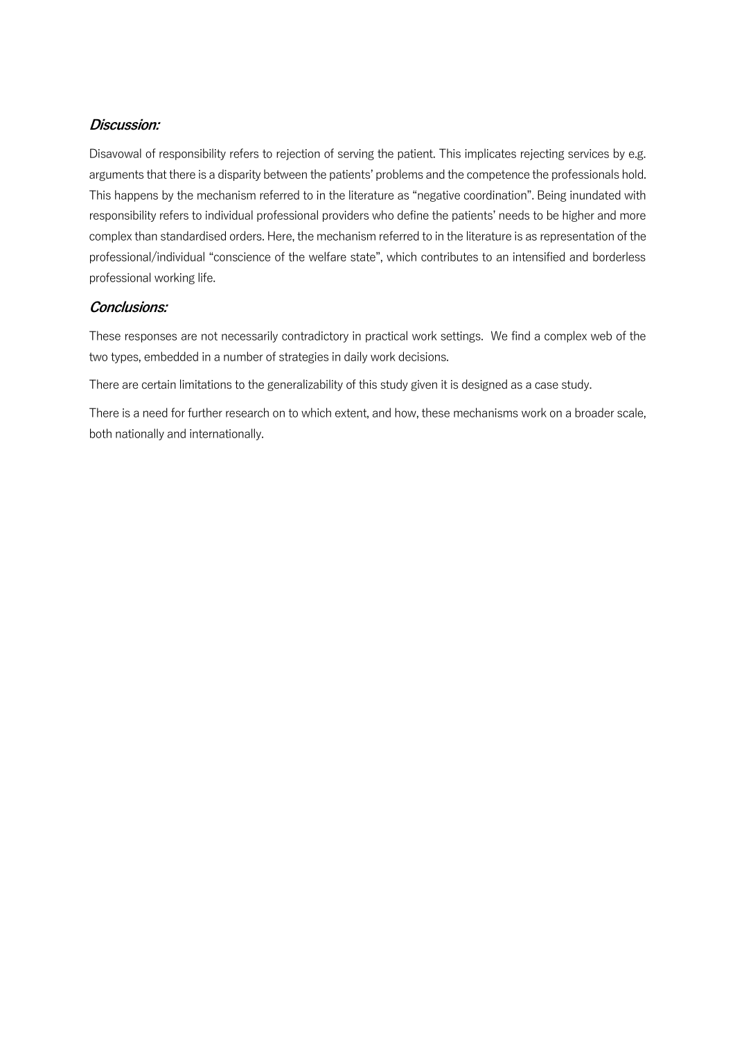***Discussion:***

Disavowal of responsibility refers to rejection of serving the patient. This implicates rejecting services by e.g. arguments that there is a disparity between the patients' problems and the competence the professionals hold. This happens by the mechanism referred to in the literature as "negative coordination". Being inundated with responsibility refers to individual professional providers who define the patients' needs to be higher and more complex than standardised orders. Here, the mechanism referred to in the literature is as representation of the professional/individual "conscience of the welfare state", which contributes to an intensified and borderless professional working life.

***Conclusions:***

These responses are not necessarily contradictory in practical work settings. We find a complex web of the two types, embedded in a number of strategies in daily work decisions.

There are certain limitations to the generalizability of this study given it is designed as a case study.

There is a need for further research on to which extent, and how, these mechanisms work on a broader scale, both nationally and internationally.